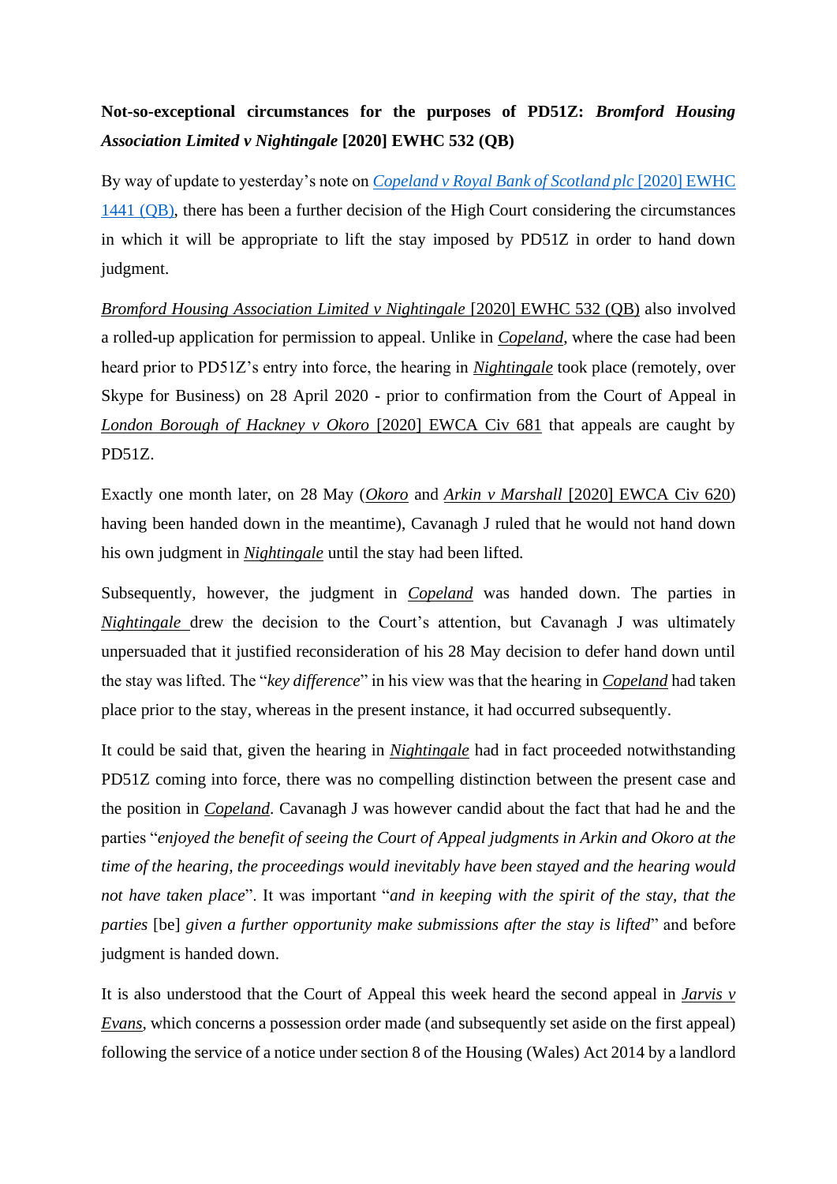**Not-so-exceptional circumstances for the purposes of PD51Z: *Bromford Housing Association Limited v Nightingale* [2020] EWHC 532 (QB)**

By way of update to yesterday's note on [*Copeland v Royal Bank of Scotland plc* [2020] EWHC 1441 (QB)](), there has been a further decision of the High Court considering the circumstances in which it will be appropriate to lift the stay imposed by PD51Z in order to hand down judgment.

*Bromford Housing Association Limited v Nightingale* [2020] EWHC 532 (QB) also involved a rolled-up application for permission to appeal. Unlike in *Copeland*, where the case had been heard prior to PD51Z's entry into force, the hearing in *Nightingale* took place (remotely, over Skype for Business) on 28 April 2020 - prior to confirmation from the Court of Appeal in *London Borough of Hackney v Okoro* [2020] EWCA Civ 681 that appeals are caught by PD51Z.

Exactly one month later, on 28 May (*Okoro* and *Arkin v Marshall* [2020] EWCA Civ 620) having been handed down in the meantime), Cavanagh J ruled that he would not hand down his own judgment in *Nightingale* until the stay had been lifted.

Subsequently, however, the judgment in *Copeland* was handed down. The parties in *Nightingale* drew the decision to the Court's attention, but Cavanagh J was ultimately unpersuaded that it justified reconsideration of his 28 May decision to defer hand down until the stay was lifted. The "*key difference*" in his view was that the hearing in *Copeland* had taken place prior to the stay, whereas in the present instance, it had occurred subsequently.

It could be said that, given the hearing in *Nightingale* had in fact proceeded notwithstanding PD51Z coming into force, there was no compelling distinction between the present case and the position in *Copeland*. Cavanagh J was however candid about the fact that had he and the parties "*enjoyed the benefit of seeing the Court of Appeal judgments in Arkin and Okoro at the time of the hearing, the proceedings would inevitably have been stayed and the hearing would not have taken place*". It was important "*and in keeping with the spirit of the stay, that the parties* [be] *given a further opportunity make submissions after the stay is lifted*" and before judgment is handed down.

It is also understood that the Court of Appeal this week heard the second appeal in *Jarvis v Evans*, which concerns a possession order made (and subsequently set aside on the first appeal) following the service of a notice under section 8 of the Housing (Wales) Act 2014 by a landlord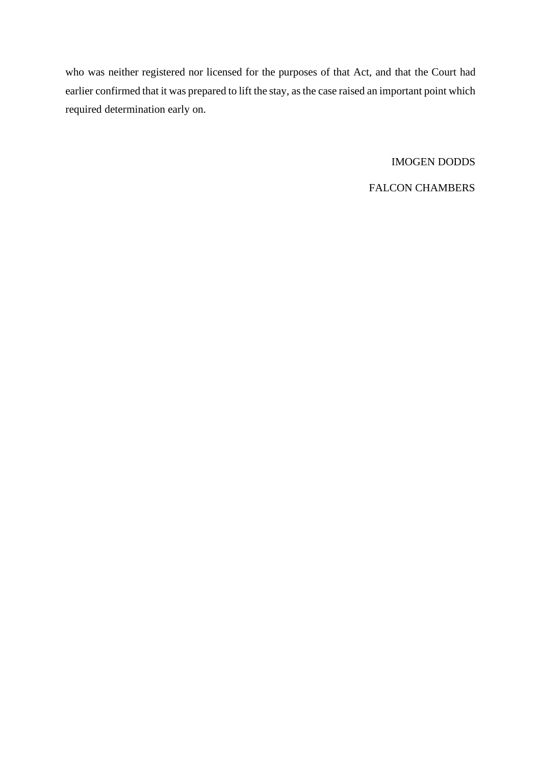who was neither registered nor licensed for the purposes of that Act, and that the Court had earlier confirmed that it was prepared to lift the stay, as the case raised an important point which required determination early on.

IMOGEN DODDS

FALCON CHAMBERS